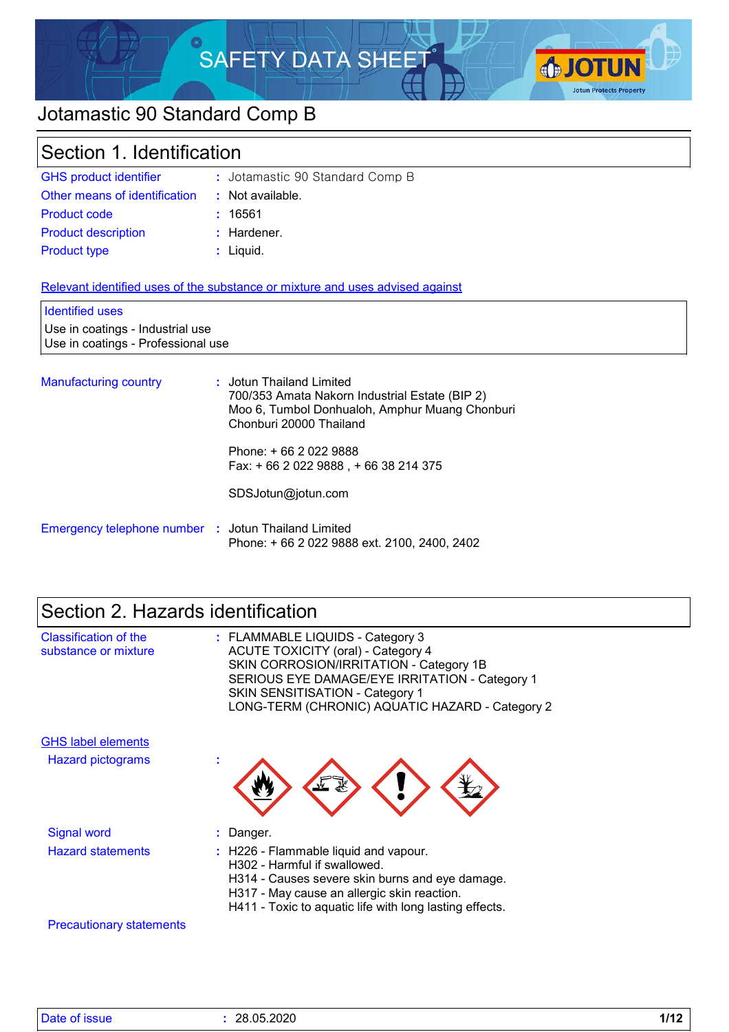# SAFETY DATA SHEET

# Jotamastic 90 Standard Comp B

## Section 1. Identification

| | |
|---|---|
| GHS product identifier | : Jotamastic 90 Standard Comp B |
| Other means of identification | : Not available. |
| Product code | : 16561 |
| Product description | : Hardener. |
| Product type | : Liquid. |

Relevant identified uses of the substance or mixture and uses advised against

**Identified uses**

Use in coatings - Industrial use
Use in coatings - Professional use

**Manufacturing country** : Jotun Thailand Limited
700/353 Amata Nakorn Industrial Estate (BIP 2)
Moo 6, Tumbol Donhualoh, Amphur Muang Chonburi
Chonburi 20000 Thailand

Phone: + 66 2 022 9888
Fax: + 66 2 022 9888 , + 66 38 214 375

SDSJotun@jotun.com

**Emergency telephone number** : Jotun Thailand Limited
Phone: + 66 2 022 9888 ext. 2100, 2400, 2402

## Section 2. Hazards identification

**Classification of the substance or mixture** :
FLAMMABLE LIQUIDS - Category 3
ACUTE TOXICITY (oral) - Category 4
SKIN CORROSION/IRRITATION - Category 1B
SERIOUS EYE DAMAGE/EYE IRRITATION - Category 1
SKIN SENSITISATION - Category 1
LONG-TERM (CHRONIC) AQUATIC HAZARD - Category 2

**GHS label elements**

**Hazard pictograms** :

**Signal word** : Danger.

**Hazard statements** :
H226 - Flammable liquid and vapour.
H302 - Harmful if swallowed.
H314 - Causes severe skin burns and eye damage.
H317 - May cause an allergic skin reaction.
H411 - Toxic to aquatic life with long lasting effects.

**Precautionary statements**

Date of issue : 28.05.2020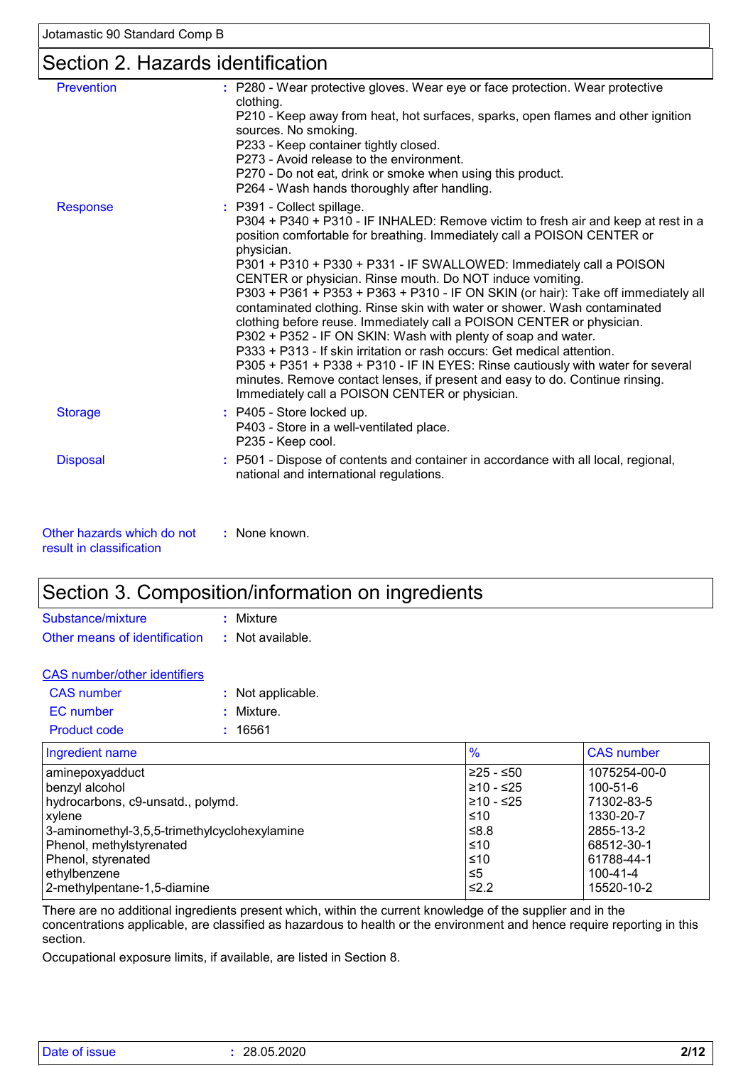## Section 2. Hazards identification

**Prevention** : P280 - Wear protective gloves. Wear eye or face protection. Wear protective clothing.
P210 - Keep away from heat, hot surfaces, sparks, open flames and other ignition sources. No smoking.
P233 - Keep container tightly closed.
P273 - Avoid release to the environment.
P270 - Do not eat, drink or smoke when using this product.
P264 - Wash hands thoroughly after handling.

**Response** : P391 - Collect spillage.
P304 + P340 + P310 - IF INHALED: Remove victim to fresh air and keep at rest in a position comfortable for breathing. Immediately call a POISON CENTER or physician.
P301 + P310 + P330 + P331 - IF SWALLOWED: Immediately call a POISON CENTER or physician. Rinse mouth. Do NOT induce vomiting.
P303 + P361 + P353 + P363 + P310 - IF ON SKIN (or hair): Take off immediately all contaminated clothing. Rinse skin with water or shower. Wash contaminated clothing before reuse. Immediately call a POISON CENTER or physician.
P302 + P352 - IF ON SKIN: Wash with plenty of soap and water.
P333 + P313 - If skin irritation or rash occurs: Get medical attention.
P305 + P351 + P338 + P310 - IF IN EYES: Rinse cautiously with water for several minutes. Remove contact lenses, if present and easy to do. Continue rinsing. Immediately call a POISON CENTER or physician.

**Storage** : P405 - Store locked up.
P403 - Store in a well-ventilated place.
P235 - Keep cool.

**Disposal** : P501 - Dispose of contents and container in accordance with all local, regional, national and international regulations.

**Other hazards which do not result in classification** : None known.

## Section 3. Composition/information on ingredients

**Substance/mixture** : Mixture
**Other means of identification** : Not available.

**CAS number/other identifiers**

**CAS number** : Not applicable.
**EC number** : Mixture.
**Product code** : 16561

| Ingredient name | % | CAS number |
|---|---|---|
| aminepoxyadduct | ≥25 - ≤50 | 1075254-00-0 |
| benzyl alcohol | ≥10 - ≤25 | 100-51-6 |
| hydrocarbons, c9-unsatd., polymd. | ≥10 - ≤25 | 71302-83-5 |
| xylene | ≤10 | 1330-20-7 |
| 3-aminomethyl-3,5,5-trimethylcyclohexylamine | ≤8.8 | 2855-13-2 |
| Phenol, methylstyrenated | ≤10 | 68512-30-1 |
| Phenol, styrenated | ≤10 | 61788-44-1 |
| ethylbenzene | ≤5 | 100-41-4 |
| 2-methylpentane-1,5-diamine | ≤2.2 | 15520-10-2 |

There are no additional ingredients present which, within the current knowledge of the supplier and in the concentrations applicable, are classified as hazardous to health or the environment and hence require reporting in this section.

Occupational exposure limits, if available, are listed in Section 8.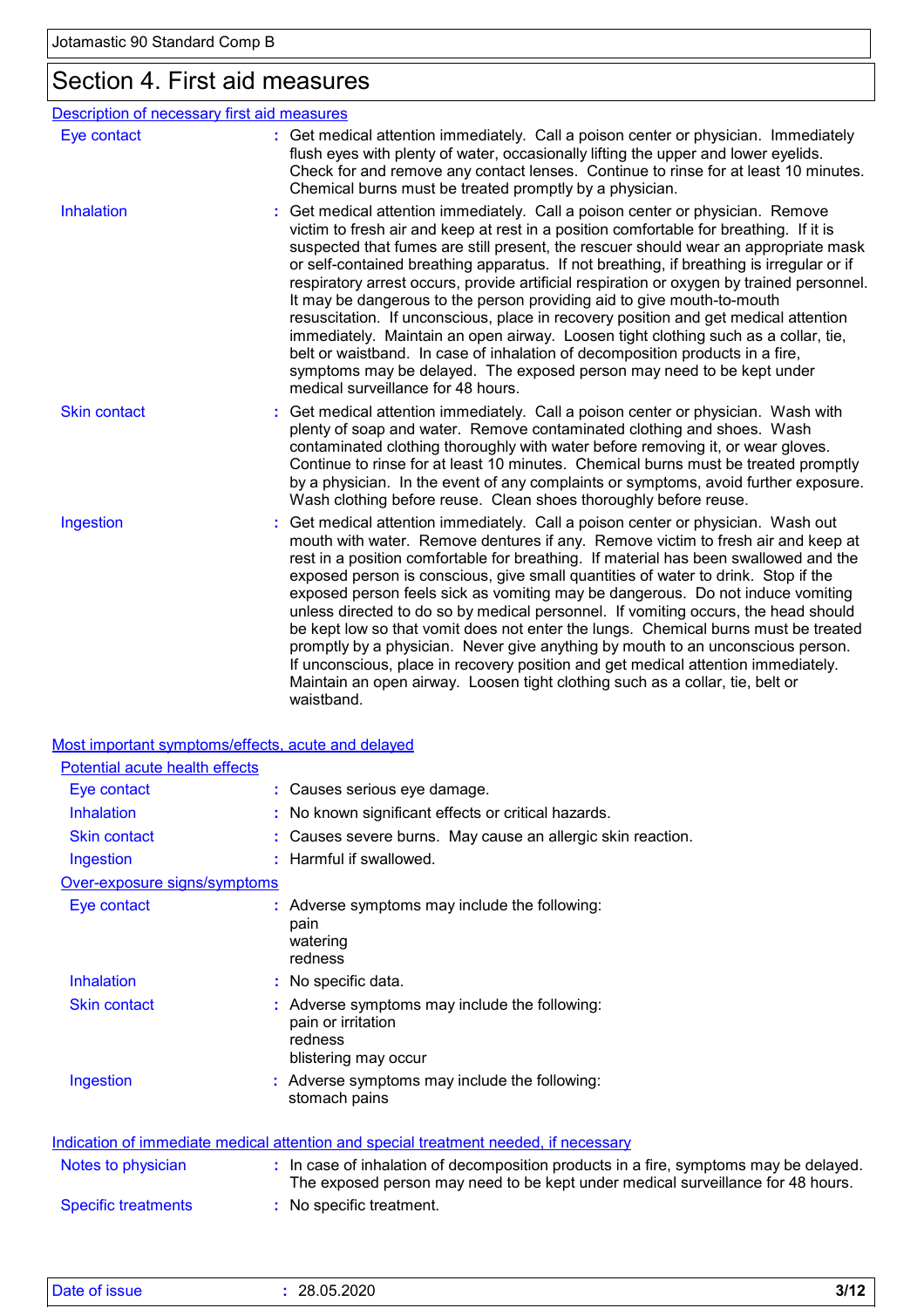# Section 4. First aid measures

## Description of necessary first aid measures

| | |
|---|---|
| Eye contact | Get medical attention immediately. Call a poison center or physician. Immediately flush eyes with plenty of water, occasionally lifting the upper and lower eyelids. Check for and remove any contact lenses. Continue to rinse for at least 10 minutes. Chemical burns must be treated promptly by a physician. |
| Inhalation | Get medical attention immediately. Call a poison center or physician. Remove victim to fresh air and keep at rest in a position comfortable for breathing. If it is suspected that fumes are still present, the rescuer should wear an appropriate mask or self-contained breathing apparatus. If not breathing, if breathing is irregular or if respiratory arrest occurs, provide artificial respiration or oxygen by trained personnel. It may be dangerous to the person providing aid to give mouth-to-mouth resuscitation. If unconscious, place in recovery position and get medical attention immediately. Maintain an open airway. Loosen tight clothing such as a collar, tie, belt or waistband. In case of inhalation of decomposition products in a fire, symptoms may be delayed. The exposed person may need to be kept under medical surveillance for 48 hours. |
| Skin contact | Get medical attention immediately. Call a poison center or physician. Wash with plenty of soap and water. Remove contaminated clothing and shoes. Wash contaminated clothing thoroughly with water before removing it, or wear gloves. Continue to rinse for at least 10 minutes. Chemical burns must be treated promptly by a physician. In the event of any complaints or symptoms, avoid further exposure. Wash clothing before reuse. Clean shoes thoroughly before reuse. |
| Ingestion | Get medical attention immediately. Call a poison center or physician. Wash out mouth with water. Remove dentures if any. Remove victim to fresh air and keep at rest in a position comfortable for breathing. If material has been swallowed and the exposed person is conscious, give small quantities of water to drink. Stop if the exposed person feels sick as vomiting may be dangerous. Do not induce vomiting unless directed to do so by medical personnel. If vomiting occurs, the head should be kept low so that vomit does not enter the lungs. Chemical burns must be treated promptly by a physician. Never give anything by mouth to an unconscious person. If unconscious, place in recovery position and get medical attention immediately. Maintain an open airway. Loosen tight clothing such as a collar, tie, belt or waistband. |

## Most important symptoms/effects, acute and delayed

### Potential acute health effects

| | |
|---|---|
| Eye contact | Causes serious eye damage. |
| Inhalation | No known significant effects or critical hazards. |
| Skin contact | Causes severe burns. May cause an allergic skin reaction. |
| Ingestion | Harmful if swallowed. |

### Over-exposure signs/symptoms

| | |
|---|---|
| Eye contact | Adverse symptoms may include the following:<br>pain<br>watering<br>redness |
| Inhalation | No specific data. |
| Skin contact | Adverse symptoms may include the following:<br>pain or irritation<br>redness<br>blistering may occur |
| Ingestion | Adverse symptoms may include the following:<br>stomach pains |

## Indication of immediate medical attention and special treatment needed, if necessary

| | |
|---|---|
| Notes to physician | In case of inhalation of decomposition products in a fire, symptoms may be delayed. The exposed person may need to be kept under medical surveillance for 48 hours. |
| Specific treatments | No specific treatment. |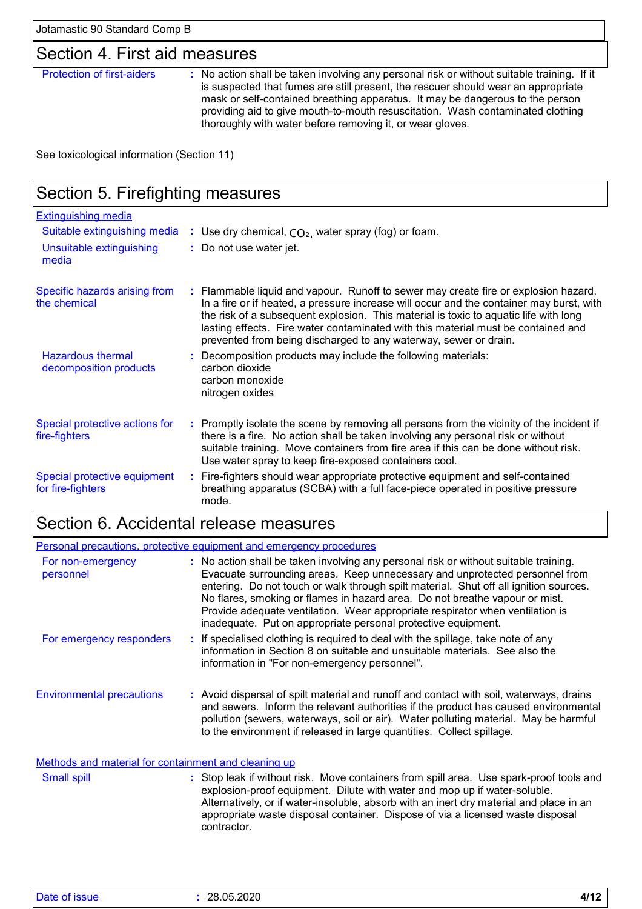## Section 4. First aid measures

**Protection of first-aiders** : No action shall be taken involving any personal risk or without suitable training. If it is suspected that fumes are still present, the rescuer should wear an appropriate mask or self-contained breathing apparatus. It may be dangerous to the person providing aid to give mouth-to-mouth resuscitation. Wash contaminated clothing thoroughly with water before removing it, or wear gloves.

See toxicological information (Section 11)

## Section 5. Firefighting measures

### Extinguishing media

**Suitable extinguishing media** : Use dry chemical, $CO_2$, water spray (fog) or foam.

**Unsuitable extinguishing media** : Do not use water jet.

**Specific hazards arising from the chemical** : Flammable liquid and vapour. Runoff to sewer may create fire or explosion hazard. In a fire or if heated, a pressure increase will occur and the container may burst, with the risk of a subsequent explosion. This material is toxic to aquatic life with long lasting effects. Fire water contaminated with this material must be contained and prevented from being discharged to any waterway, sewer or drain.

**Hazardous thermal decomposition products** : Decomposition products may include the following materials:
carbon dioxide
carbon monoxide
nitrogen oxides

**Special protective actions for fire-fighters** : Promptly isolate the scene by removing all persons from the vicinity of the incident if there is a fire. No action shall be taken involving any personal risk or without suitable training. Move containers from fire area if this can be done without risk. Use water spray to keep fire-exposed containers cool.

**Special protective equipment for fire-fighters** : Fire-fighters should wear appropriate protective equipment and self-contained breathing apparatus (SCBA) with a full face-piece operated in positive pressure mode.

## Section 6. Accidental release measures

### Personal precautions, protective equipment and emergency procedures

**For non-emergency personnel** : No action shall be taken involving any personal risk or without suitable training. Evacuate surrounding areas. Keep unnecessary and unprotected personnel from entering. Do not touch or walk through spilt material. Shut off all ignition sources. No flares, smoking or flames in hazard area. Do not breathe vapour or mist. Provide adequate ventilation. Wear appropriate respirator when ventilation is inadequate. Put on appropriate personal protective equipment.

**For emergency responders** : If specialised clothing is required to deal with the spillage, take note of any information in Section 8 on suitable and unsuitable materials. See also the information in "For non-emergency personnel".

**Environmental precautions** : Avoid dispersal of spilt material and runoff and contact with soil, waterways, drains and sewers. Inform the relevant authorities if the product has caused environmental pollution (sewers, waterways, soil or air). Water polluting material. May be harmful to the environment if released in large quantities. Collect spillage.

### Methods and material for containment and cleaning up

**Small spill** : Stop leak if without risk. Move containers from spill area. Use spark-proof tools and explosion-proof equipment. Dilute with water and mop up if water-soluble. Alternatively, or if water-insoluble, absorb with an inert dry material and place in an appropriate waste disposal container. Dispose of via a licensed waste disposal contractor.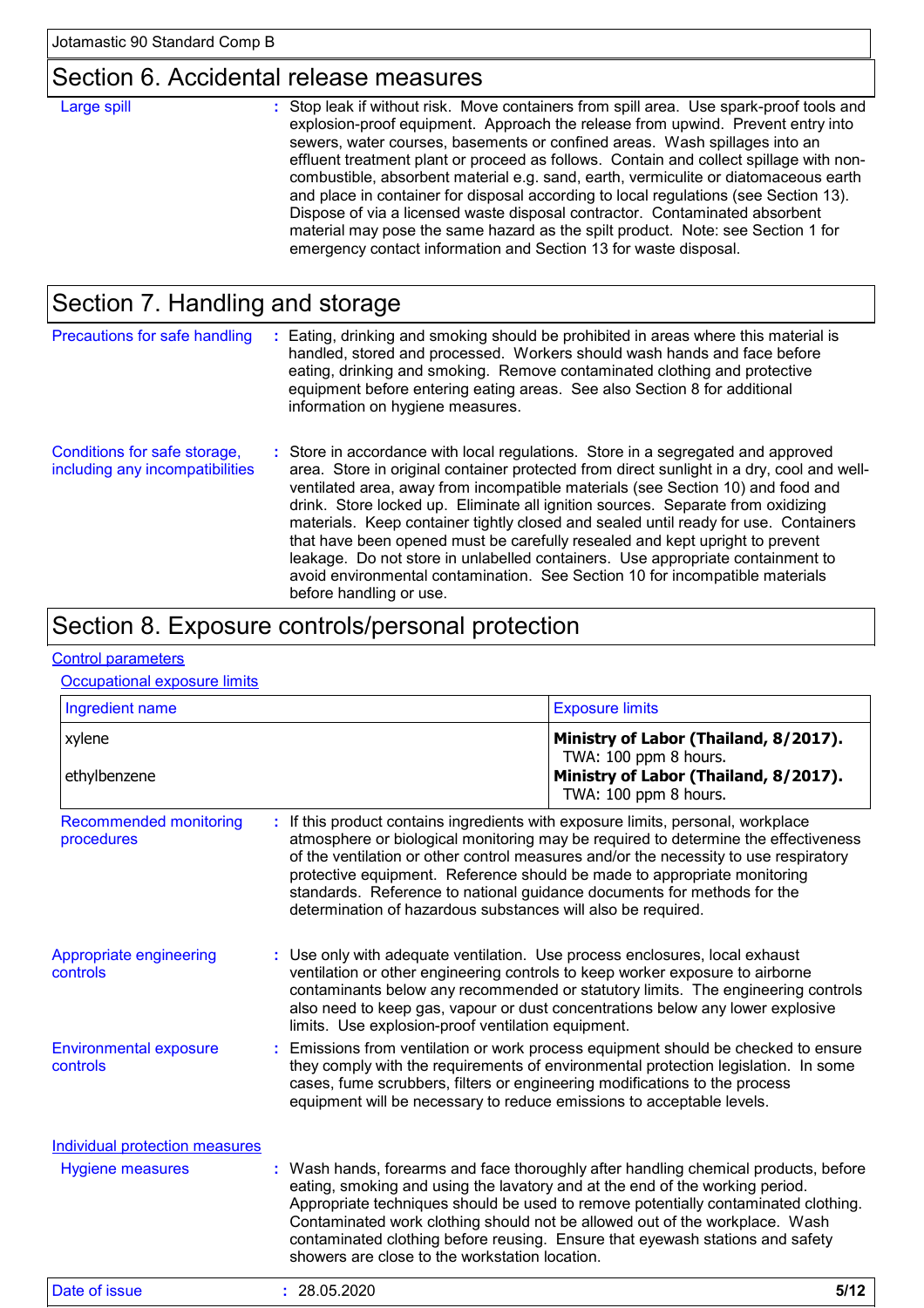## Section 6. Accidental release measures

**Large spill** : Stop leak if without risk. Move containers from spill area. Use spark-proof tools and explosion-proof equipment. Approach the release from upwind. Prevent entry into sewers, water courses, basements or confined areas. Wash spillages into an effluent treatment plant or proceed as follows. Contain and collect spillage with non-combustible, absorbent material e.g. sand, earth, vermiculite or diatomaceous earth and place in container for disposal according to local regulations (see Section 13). Dispose of via a licensed waste disposal contractor. Contaminated absorbent material may pose the same hazard as the spilt product. Note: see Section 1 for emergency contact information and Section 13 for waste disposal.

## Section 7. Handling and storage

**Precautions for safe handling** : Eating, drinking and smoking should be prohibited in areas where this material is handled, stored and processed. Workers should wash hands and face before eating, drinking and smoking. Remove contaminated clothing and protective equipment before entering eating areas. See also Section 8 for additional information on hygiene measures.

**Conditions for safe storage, including any incompatibilities** : Store in accordance with local regulations. Store in a segregated and approved area. Store in original container protected from direct sunlight in a dry, cool and well-ventilated area, away from incompatible materials (see Section 10) and food and drink. Store locked up. Eliminate all ignition sources. Separate from oxidizing materials. Keep container tightly closed and sealed until ready for use. Containers that have been opened must be carefully resealed and kept upright to prevent leakage. Do not store in unlabelled containers. Use appropriate containment to avoid environmental contamination. See Section 10 for incompatible materials before handling or use.

## Section 8. Exposure controls/personal protection

### Control parameters

#### Occupational exposure limits

| Ingredient name | Exposure limits |
|---|---|
| xylene | **Ministry of Labor (Thailand, 8/2017).** TWA: 100 ppm 8 hours. |
| ethylbenzene | **Ministry of Labor (Thailand, 8/2017).** TWA: 100 ppm 8 hours. |

**Recommended monitoring procedures** : If this product contains ingredients with exposure limits, personal, workplace atmosphere or biological monitoring may be required to determine the effectiveness of the ventilation or other control measures and/or the necessity to use respiratory protective equipment. Reference should be made to appropriate monitoring standards. Reference to national guidance documents for methods for the determination of hazardous substances will also be required.

**Appropriate engineering controls** : Use only with adequate ventilation. Use process enclosures, local exhaust ventilation or other engineering controls to keep worker exposure to airborne contaminants below any recommended or statutory limits. The engineering controls also need to keep gas, vapour or dust concentrations below any lower explosive limits. Use explosion-proof ventilation equipment.

**Environmental exposure controls** : Emissions from ventilation or work process equipment should be checked to ensure they comply with the requirements of environmental protection legislation. In some cases, fume scrubbers, filters or engineering modifications to the process equipment will be necessary to reduce emissions to acceptable levels.

### Individual protection measures

**Hygiene measures** : Wash hands, forearms and face thoroughly after handling chemical products, before eating, smoking and using the lavatory and at the end of the working period. Appropriate techniques should be used to remove potentially contaminated clothing. Contaminated work clothing should not be allowed out of the workplace. Wash contaminated clothing before reusing. Ensure that eyewash stations and safety showers are close to the workstation location.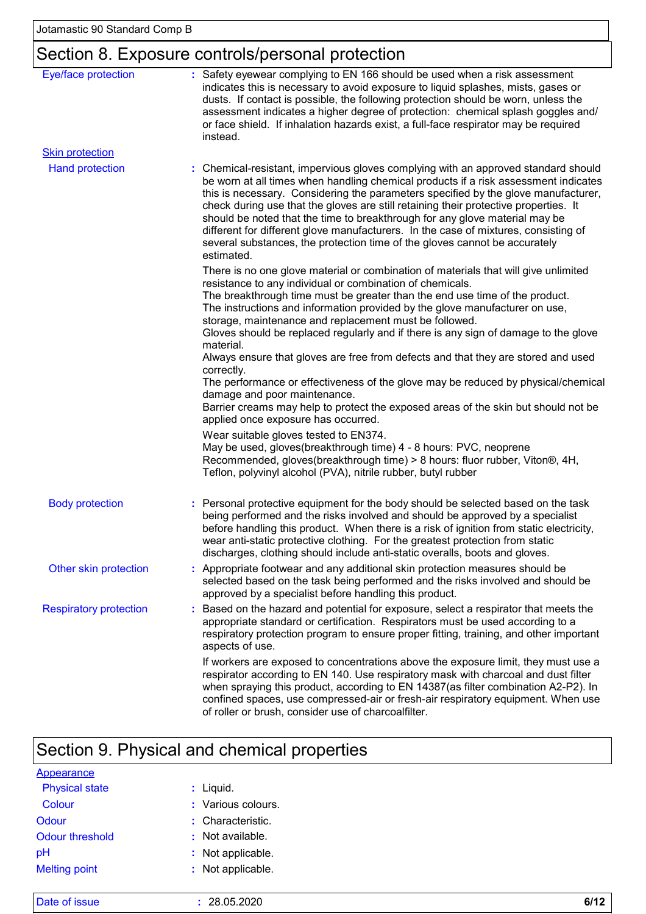## Section 8. Exposure controls/personal protection

| | |
|---|---|
| Eye/face protection | : Safety eyewear complying to EN 166 should be used when a risk assessment indicates this is necessary to avoid exposure to liquid splashes, mists, gases or dusts. If contact is possible, the following protection should be worn, unless the assessment indicates a higher degree of protection: chemical splash goggles and/ or face shield. If inhalation hazards exist, a full-face respirator may be required instead. |

**Skin protection**

| | |
|---|---|
| Hand protection | : Chemical-resistant, impervious gloves complying with an approved standard should be worn at all times when handling chemical products if a risk assessment indicates this is necessary. Considering the parameters specified by the glove manufacturer, check during use that the gloves are still retaining their protective properties. It should be noted that the time to breakthrough for any glove material may be different for different glove manufacturers. In the case of mixtures, consisting of several substances, the protection time of the gloves cannot be accurately estimated. |
| | There is no one glove material or combination of materials that will give unlimited resistance to any individual or combination of chemicals. The breakthrough time must be greater than the end use time of the product. The instructions and information provided by the glove manufacturer on use, storage, maintenance and replacement must be followed. Gloves should be replaced regularly and if there is any sign of damage to the glove material. Always ensure that gloves are free from defects and that they are stored and used correctly. The performance or effectiveness of the glove may be reduced by physical/chemical damage and poor maintenance. Barrier creams may help to protect the exposed areas of the skin but should not be applied once exposure has occurred. |
| | Wear suitable gloves tested to EN374. May be used, gloves(breakthrough time) 4 - 8 hours: PVC, neoprene Recommended, gloves(breakthrough time) > 8 hours: fluor rubber, Viton®, 4H, Teflon, polyvinyl alcohol (PVA), nitrile rubber, butyl rubber |
| Body protection | : Personal protective equipment for the body should be selected based on the task being performed and the risks involved and should be approved by a specialist before handling this product. When there is a risk of ignition from static electricity, wear anti-static protective clothing. For the greatest protection from static discharges, clothing should include anti-static overalls, boots and gloves. |
| Other skin protection | : Appropriate footwear and any additional skin protection measures should be selected based on the task being performed and the risks involved and should be approved by a specialist before handling this product. |
| Respiratory protection | : Based on the hazard and potential for exposure, select a respirator that meets the appropriate standard or certification. Respirators must be used according to a respiratory protection program to ensure proper fitting, training, and other important aspects of use. |
| | If workers are exposed to concentrations above the exposure limit, they must use a respirator according to EN 140. Use respiratory mask with charcoal and dust filter when spraying this product, according to EN 14387(as filter combination A2-P2). In confined spaces, use compressed-air or fresh-air respiratory equipment. When use of roller or brush, consider use of charcoalfilter. |

## Section 9. Physical and chemical properties

**Appearance**

| | |
|---|---|
| Physical state | : Liquid. |
| Colour | : Various colours. |
| Odour | : Characteristic. |
| Odour threshold | : Not available. |
| pH | : Not applicable. |
| Melting point | : Not applicable. |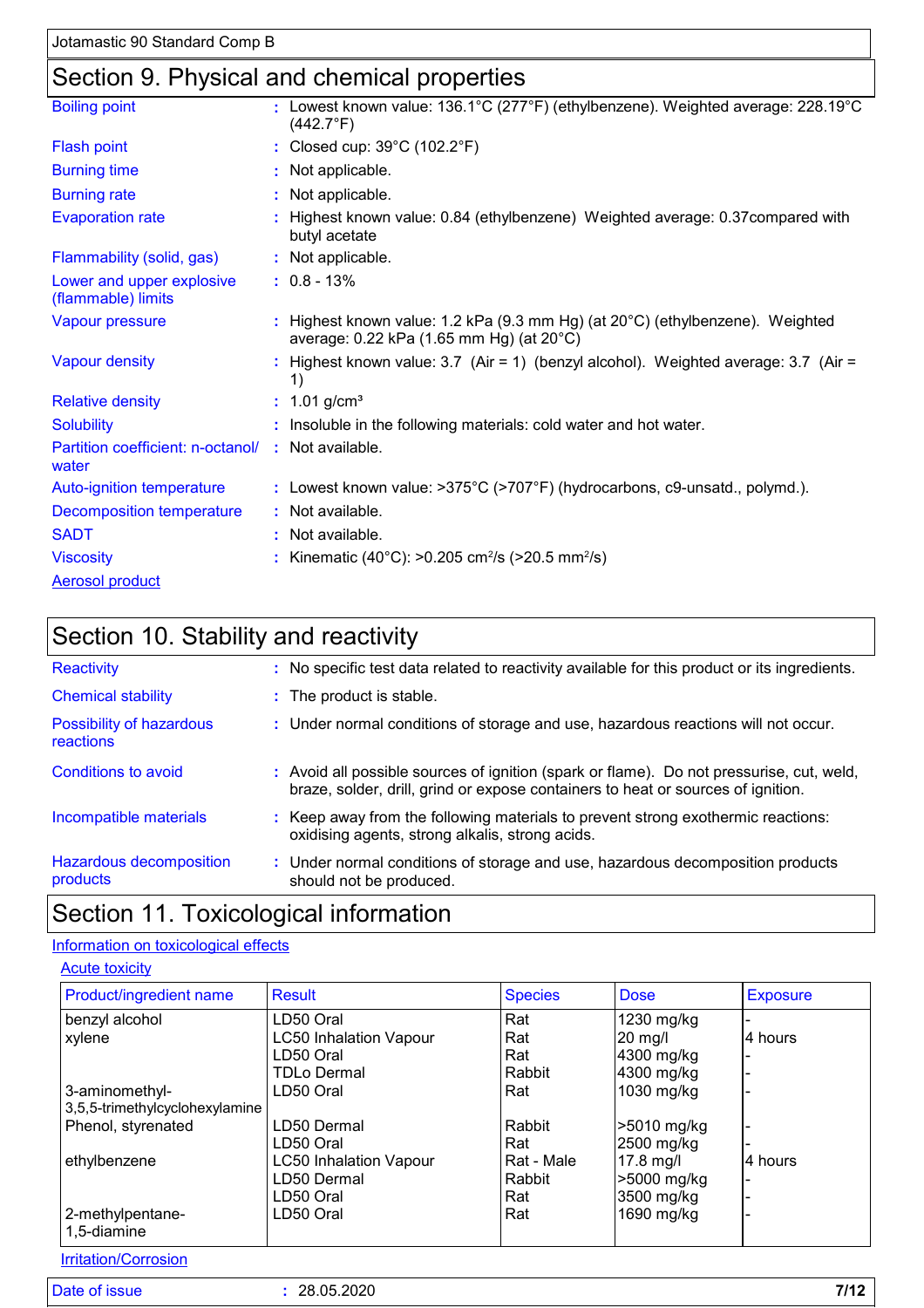## Section 9. Physical and chemical properties

| | |
|---|---|
| Boiling point | : Lowest known value: 136.1°C (277°F) (ethylbenzene). Weighted average: 228.19°C (442.7°F) |
| Flash point | : Closed cup: 39°C (102.2°F) |
| Burning time | : Not applicable. |
| Burning rate | : Not applicable. |
| Evaporation rate | : Highest known value: 0.84 (ethylbenzene) Weighted average: 0.37compared with butyl acetate |
| Flammability (solid, gas) | : Not applicable. |
| Lower and upper explosive (flammable) limits | : 0.8 - 13% |
| Vapour pressure | : Highest known value: 1.2 kPa (9.3 mm Hg) (at 20°C) (ethylbenzene). Weighted average: 0.22 kPa (1.65 mm Hg) (at 20°C) |
| Vapour density | : Highest known value: 3.7 (Air = 1) (benzyl alcohol). Weighted average: 3.7 (Air = 1) |
| Relative density | : 1.01 g/cm³ |
| Solubility | : Insoluble in the following materials: cold water and hot water. |
| Partition coefficient: n-octanol/ water | : Not available. |
| Auto-ignition temperature | : Lowest known value: >375°C (>707°F) (hydrocarbons, c9-unsatd., polymd.). |
| Decomposition temperature | : Not available. |
| SADT | : Not available. |
| Viscosity | : Kinematic (40°C): >0.205 $cm^2/s$ (>20.5 $mm^2/s$) |
| Aerosol product | |

## Section 10. Stability and reactivity

| | |
|---|---|
| Reactivity | : No specific test data related to reactivity available for this product or its ingredients. |
| Chemical stability | : The product is stable. |
| Possibility of hazardous reactions | : Under normal conditions of storage and use, hazardous reactions will not occur. |
| Conditions to avoid | : Avoid all possible sources of ignition (spark or flame). Do not pressurise, cut, weld, braze, solder, drill, grind or expose containers to heat or sources of ignition. |
| Incompatible materials | : Keep away from the following materials to prevent strong exothermic reactions: oxidising agents, strong alkalis, strong acids. |
| Hazardous decomposition products | : Under normal conditions of storage and use, hazardous decomposition products should not be produced. |

## Section 11. Toxicological information

### Information on toxicological effects

#### Acute toxicity

| Product/ingredient name | Result | Species | Dose | Exposure |
|---|---|---|---|---|
| benzyl alcohol | LD50 Oral | Rat | 1230 mg/kg | - |
| xylene | LC50 Inhalation Vapour | Rat | 20 mg/l | 4 hours |
| | LD50 Oral | Rat | 4300 mg/kg | - |
| | TDLo Dermal | Rabbit | 4300 mg/kg | - |
| 3-aminomethyl-3,5,5-trimethylcyclohexylamine | LD50 Oral | Rat | 1030 mg/kg | - |
| Phenol, styrenated | LD50 Dermal | Rabbit | >5010 mg/kg | - |
| | LD50 Oral | Rat | 2500 mg/kg | - |
| ethylbenzene | LC50 Inhalation Vapour | Rat - Male | 17.8 mg/l | 4 hours |
| | LD50 Dermal | Rabbit | >5000 mg/kg | - |
| | LD50 Oral | Rat | 3500 mg/kg | - |
| 2-methylpentane-1,5-diamine | LD50 Oral | Rat | 1690 mg/kg | - |

#### Irritation/Corrosion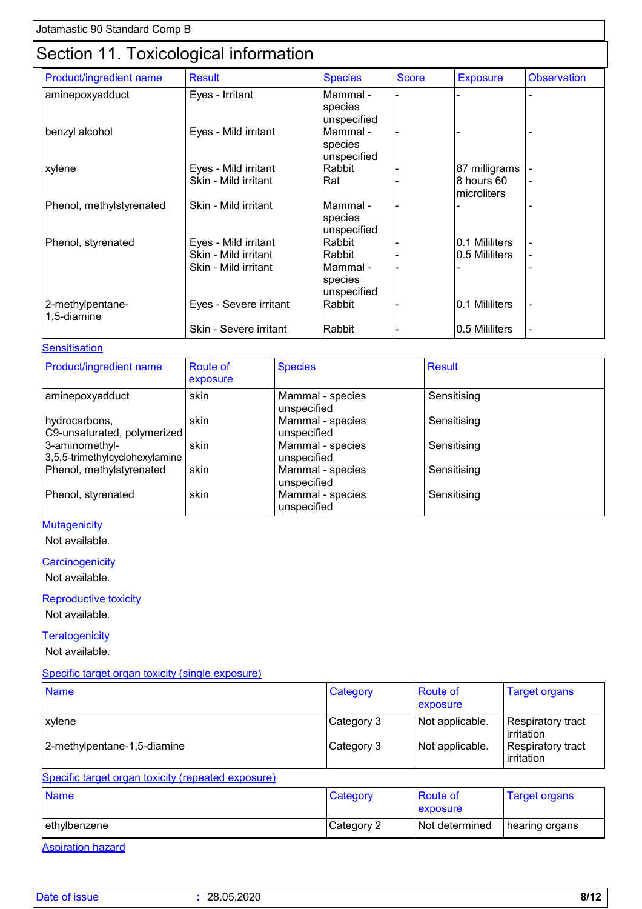# Section 11. Toxicological information

| Product/ingredient name | Result | Species | Score | Exposure | Observation |
|---|---|---|---|---|---|
| aminepoxyadduct | Eyes - Irritant | Mammal - species unspecified | - | - | - |
| benzyl alcohol | Eyes - Mild irritant | Mammal - species unspecified | - | - | - |
| xylene | Eyes - Mild irritant | Rabbit | - | 87 milligrams | - |
| | Skin - Mild irritant | Rat | - | 8 hours 60 microliters | - |
| Phenol, methylstyrenated | Skin - Mild irritant | Mammal - species unspecified | - | - | - |
| Phenol, styrenated | Eyes - Mild irritant | Rabbit | - | 0.1 Mililiters | - |
| | Skin - Mild irritant | Rabbit | - | 0.5 Mililiters | - |
| | Skin - Mild irritant | Mammal - species unspecified | - | - | - |
| 2-methylpentane-1,5-diamine | Eyes - Severe irritant | Rabbit | - | 0.1 Mililiters | - |
| | Skin - Severe irritant | Rabbit | - | 0.5 Mililiters | - |

## Sensitisation

| Product/ingredient name | Route of exposure | Species | Result |
|---|---|---|---|
| aminepoxyadduct | skin | Mammal - species unspecified | Sensitising |
| hydrocarbons, C9-unsaturated, polymerized | skin | Mammal - species unspecified | Sensitising |
| 3-aminomethyl-3,5,5-trimethylcyclohexylamine | skin | Mammal - species unspecified | Sensitising |
| Phenol, methylstyrenated | skin | Mammal - species unspecified | Sensitising |
| Phenol, styrenated | skin | Mammal - species unspecified | Sensitising |

## Mutagenicity

Not available.

## Carcinogenicity

Not available.

## Reproductive toxicity

Not available.

## Teratogenicity

Not available.

## Specific target organ toxicity (single exposure)

| Name | Category | Route of exposure | Target organs |
|---|---|---|---|
| xylene | Category 3 | Not applicable. | Respiratory tract irritation |
| 2-methylpentane-1,5-diamine | Category 3 | Not applicable. | Respiratory tract irritation |

## Specific target organ toxicity (repeated exposure)

| Name | Category | Route of exposure | Target organs |
|---|---|---|---|
| ethylbenzene | Category 2 | Not determined | hearing organs |

## Aspiration hazard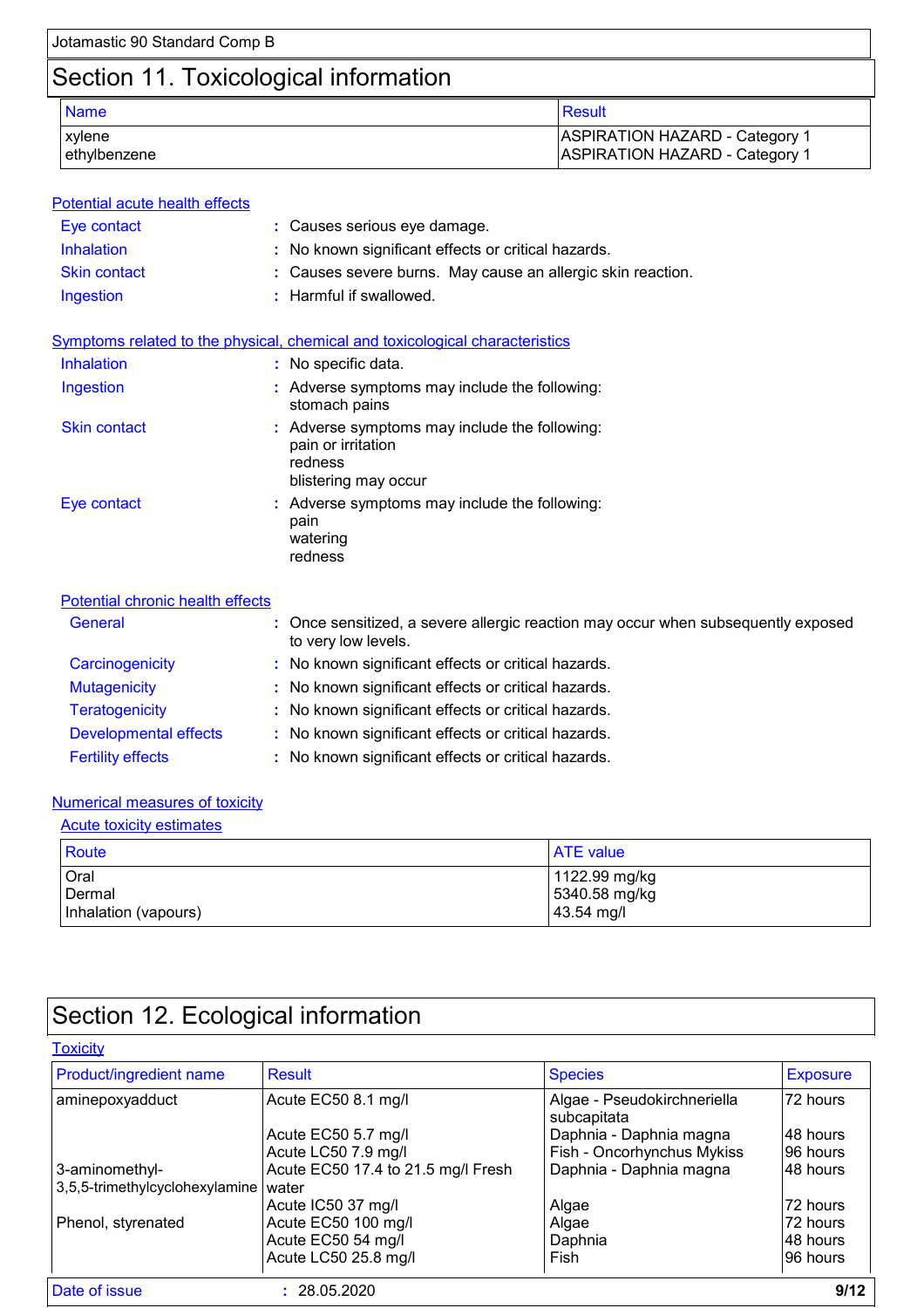## Section 11. Toxicological information

| Name | Result |
|---|---|
| xylene | ASPIRATION HAZARD - Category 1 |
| ethylbenzene | ASPIRATION HAZARD - Category 1 |

**Potential acute health effects**

- Eye contact : Causes serious eye damage.
- Inhalation : No known significant effects or critical hazards.
- Skin contact : Causes severe burns. May cause an allergic skin reaction.
- Ingestion : Harmful if swallowed.

**Symptoms related to the physical, chemical and toxicological characteristics**

- Inhalation : No specific data.
- Ingestion : Adverse symptoms may include the following:
  stomach pains
- Skin contact : Adverse symptoms may include the following:
  pain or irritation
  redness
  blistering may occur
- Eye contact : Adverse symptoms may include the following:
  pain
  watering
  redness

**Potential chronic health effects**

- General : Once sensitized, a severe allergic reaction may occur when subsequently exposed to very low levels.
- Carcinogenicity : No known significant effects or critical hazards.
- Mutagenicity : No known significant effects or critical hazards.
- Teratogenicity : No known significant effects or critical hazards.
- Developmental effects : No known significant effects or critical hazards.
- Fertility effects : No known significant effects or critical hazards.

**Numerical measures of toxicity**

**Acute toxicity estimates**

| Route | ATE value |
|---|---|
| Oral | 1122.99 mg/kg |
| Dermal | 5340.58 mg/kg |
| Inhalation (vapours) | 43.54 mg/l |

## Section 12. Ecological information

**Toxicity**

| Product/ingredient name | Result | Species | Exposure |
|---|---|---|---|
| aminepoxyadduct | Acute EC50 8.1 mg/l | Algae - Pseudokirchneriella subcapitata | 72 hours |
| | Acute EC50 5.7 mg/l | Daphnia - Daphnia magna | 48 hours |
| | Acute LC50 7.9 mg/l | Fish - Oncorhynchus Mykiss | 96 hours |
| 3-aminomethyl-3,5,5-trimethylcyclohexylamine | Acute EC50 17.4 to 21.5 mg/l Fresh water | Daphnia - Daphnia magna | 48 hours |
| | Acute IC50 37 mg/l | Algae | 72 hours |
| Phenol, styrenated | Acute EC50 100 mg/l | Algae | 72 hours |
| | Acute EC50 54 mg/l | Daphnia | 48 hours |
| | Acute LC50 25.8 mg/l | Fish | 96 hours |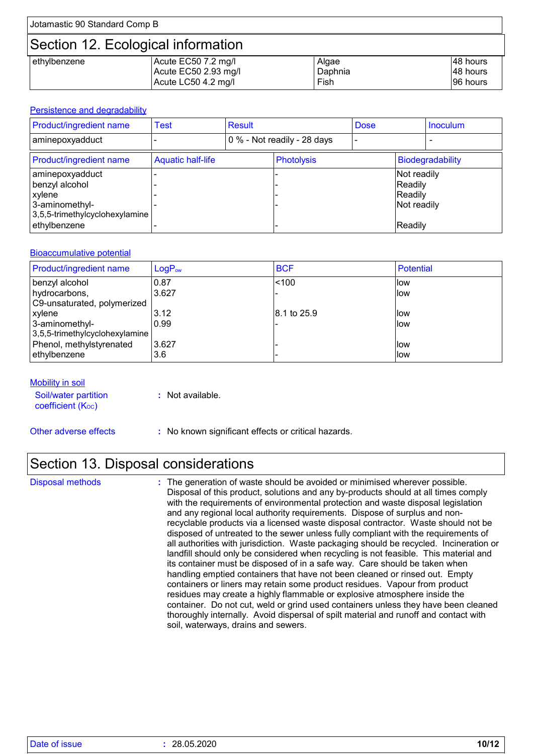## Section 12. Ecological information

| | | | |
|---|---|---|---|
| ethylbenzene | Acute EC50 7.2 mg/l<br>Acute EC50 2.93 mg/l<br>Acute LC50 4.2 mg/l | Algae<br>Daphnia<br>Fish | 48 hours<br>48 hours<br>96 hours |

### Persistence and degradability

| Product/ingredient name | Test | Result | Dose | Inoculum |
|---|---|---|---|---|
| aminepoxyadduct | - | 0 % - Not readily - 28 days | - | - |

| Product/ingredient name | Aquatic half-life | Photolysis | Biodegradability |
|---|---|---|---|
| aminepoxyadduct | - | - | Not readily |
| benzyl alcohol | - | - | Readily |
| xylene | - | - | Readily |
| 3-aminomethyl-3,5,5-trimethylcyclohexylamine | - | - | Not readily |
| ethylbenzene | - | - | Readily |

### Bioaccumulative potential

| Product/ingredient name | $LogP_{ow}$ | BCF | Potential |
|---|---|---|---|
| benzyl alcohol | 0.87 | <100 | low |
| hydrocarbons, C9-unsaturated, polymerized | 3.627 | - | low |
| xylene | 3.12 | 8.1 to 25.9 | low |
| 3-aminomethyl-3,5,5-trimethylcyclohexylamine | 0.99 | - | low |
| Phenol, methylstyrenated | 3.627 | - | low |
| ethylbenzene | 3.6 | - | low |

### Mobility in soil

Soil/water partition coefficient ($K_{OC}$) : Not available.

Other adverse effects : No known significant effects or critical hazards.

## Section 13. Disposal considerations

Disposal methods : The generation of waste should be avoided or minimised wherever possible. Disposal of this product, solutions and any by-products should at all times comply with the requirements of environmental protection and waste disposal legislation and any regional local authority requirements. Dispose of surplus and non-recyclable products via a licensed waste disposal contractor. Waste should not be disposed of untreated to the sewer unless fully compliant with the requirements of all authorities with jurisdiction. Waste packaging should be recycled. Incineration or landfill should only be considered when recycling is not feasible. This material and its container must be disposed of in a safe way. Care should be taken when handling emptied containers that have not been cleaned or rinsed out. Empty containers or liners may retain some product residues. Vapour from product residues may create a highly flammable or explosive atmosphere inside the container. Do not cut, weld or grind used containers unless they have been cleaned thoroughly internally. Avoid dispersal of spilt material and runoff and contact with soil, waterways, drains and sewers.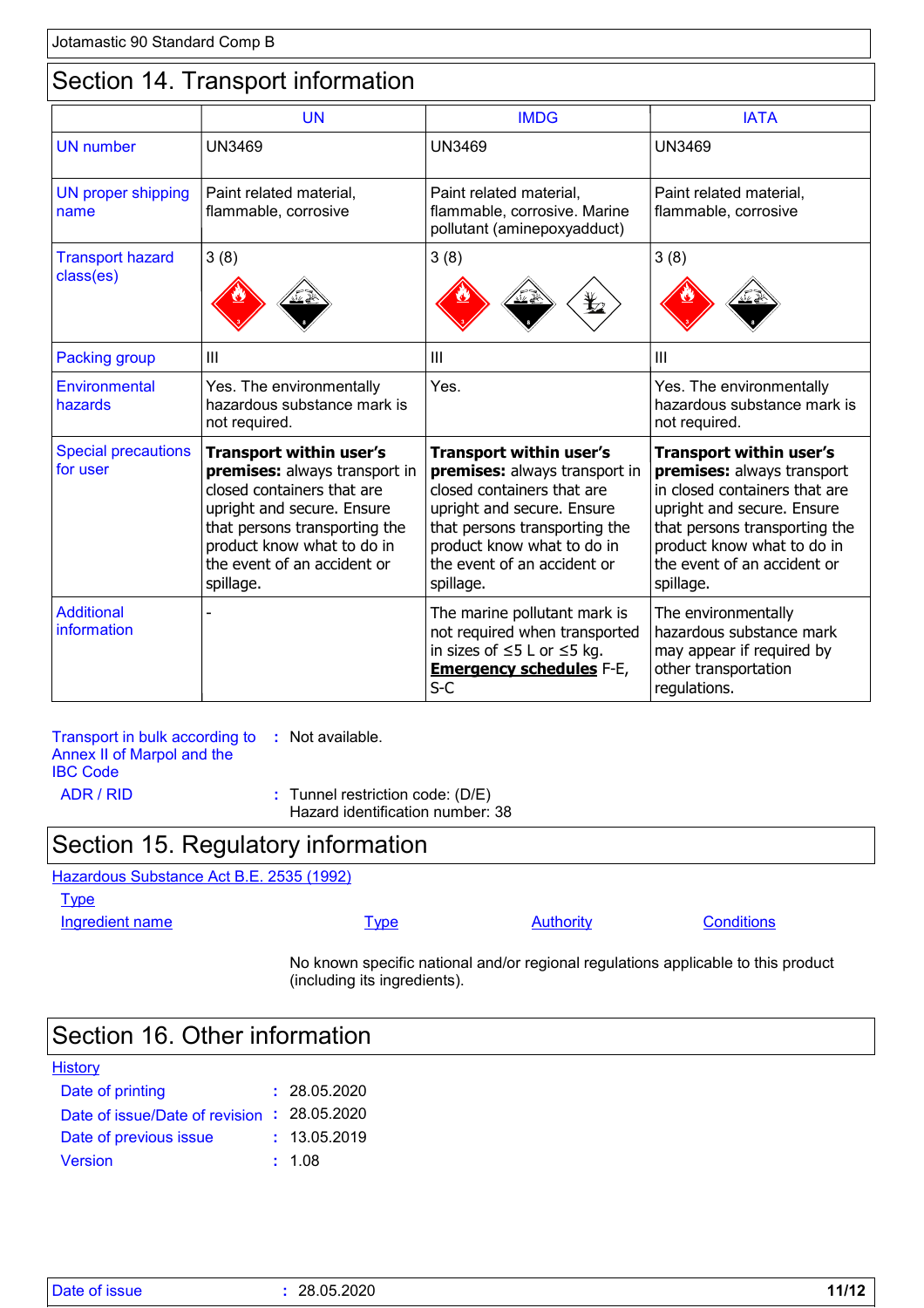Jotamastic 90 Standard Comp B

## Section 14. Transport information

| | UN | IMDG | IATA |
|---|---|---|---|
| UN number | UN3469 | UN3469 | UN3469 |
| UN proper shipping name | Paint related material, flammable, corrosive | Paint related material, flammable, corrosive. Marine pollutant (aminepoxyadduct) | Paint related material, flammable, corrosive |
| Transport hazard class(es) | 3 (8) | 3 (8) | 3 (8) |
| Packing group | III | III | III |
| Environmental hazards | Yes. The environmentally hazardous substance mark is not required. | Yes. | Yes. The environmentally hazardous substance mark is not required. |
| Special precautions for user | **Transport within user's premises:** always transport in closed containers that are upright and secure. Ensure that persons transporting the product know what to do in the event of an accident or spillage. | **Transport within user's premises:** always transport in closed containers that are upright and secure. Ensure that persons transporting the product know what to do in the event of an accident or spillage. | **Transport within user's premises:** always transport in closed containers that are upright and secure. Ensure that persons transporting the product know what to do in the event of an accident or spillage. |
| Additional information | - | The marine pollutant mark is not required when transported in sizes of ≤5 L or ≤5 kg. **Emergency schedules** F-E, S-C | The environmentally hazardous substance mark may appear if required by other transportation regulations. |

Transport in bulk according to Annex II of Marpol and the IBC Code : Not available.

ADR / RID : Tunnel restriction code: (D/E)
Hazard identification number: 38

## Section 15. Regulatory information

Hazardous Substance Act B.E. 2535 (1992)

Type

| Ingredient name | Type | Authority | Conditions |
|---|---|---|---|

No known specific national and/or regional regulations applicable to this product (including its ingredients).

## Section 16. Other information

History

Date of printing : 28.05.2020

Date of issue/Date of revision : 28.05.2020

Date of previous issue : 13.05.2019

Version : 1.08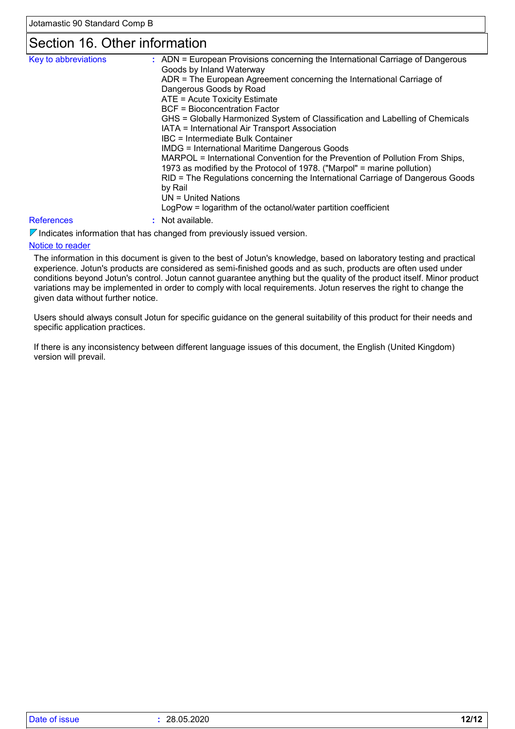## Section 16. Other information

**Key to abbreviations** : ADN = European Provisions concerning the International Carriage of Dangerous Goods by Inland Waterway
ADR = The European Agreement concerning the International Carriage of Dangerous Goods by Road
ATE = Acute Toxicity Estimate
BCF = Bioconcentration Factor
GHS = Globally Harmonized System of Classification and Labelling of Chemicals
IATA = International Air Transport Association
IBC = Intermediate Bulk Container
IMDG = International Maritime Dangerous Goods
MARPOL = International Convention for the Prevention of Pollution From Ships, 1973 as modified by the Protocol of 1978. ("Marpol" = marine pollution)
RID = The Regulations concerning the International Carriage of Dangerous Goods by Rail
UN = United Nations
LogPow = logarithm of the octanol/water partition coefficient

**References** : Not available.

Indicates information that has changed from previously issued version.

**Notice to reader**

The information in this document is given to the best of Jotun's knowledge, based on laboratory testing and practical experience. Jotun's products are considered as semi-finished goods and as such, products are often used under conditions beyond Jotun's control. Jotun cannot guarantee anything but the quality of the product itself. Minor product variations may be implemented in order to comply with local requirements. Jotun reserves the right to change the given data without further notice.

Users should always consult Jotun for specific guidance on the general suitability of this product for their needs and specific application practices.

If there is any inconsistency between different language issues of this document, the English (United Kingdom) version will prevail.

Date of issue : 28.05.2020